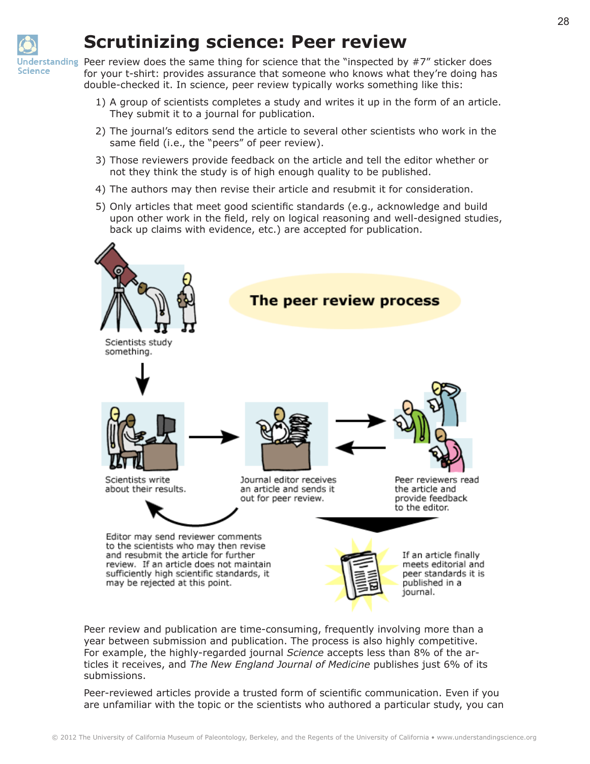# Scrutinizing science: Peer review

Peer review does the same thing for science that the "inspected by #7" sticker does for your t-shirt: provides assurance that someone who knows what they're doing has double-checked it. In science, peer review typically works something like this:

1) A group of scientists completes a study and writes it up in the form of an article. They submit it to a journal for publication.
2) The journal's editors send the article to several other scientists who work in the same field (i.e., the "peers" of peer review).
3) Those reviewers provide feedback on the article and tell the editor whether or not they think the study is of high enough quality to be published.
4) The authors may then revise their article and resubmit it for consideration.
5) Only articles that meet good scientific standards (e.g., acknowledge and build upon other work in the field, rely on logical reasoning and well-designed studies, back up claims with evidence, etc.) are accepted for publication.

**The peer review process**

Scientists study something.

Scientists write about their results.

Journal editor receives an article and sends it out for peer review.

Peer reviewers read the article and provide feedback to the editor.

Editor may send reviewer comments to the scientists who may then revise and resubmit the article for further review. If an article does not maintain sufficiently high scientific standards, it may be rejected at this point.

If an article finally meets editorial and peer standards it is published in a journal.

Peer review and publication are time-consuming, frequently involving more than a year between submission and publication. The process is also highly competitive. For example, the highly-regarded journal *Science* accepts less than 8% of the articles it receives, and *The New England Journal of Medicine* publishes just 6% of its submissions.

Peer-reviewed articles provide a trusted form of scientific communication. Even if you are unfamiliar with the topic or the scientists who authored a particular study, you can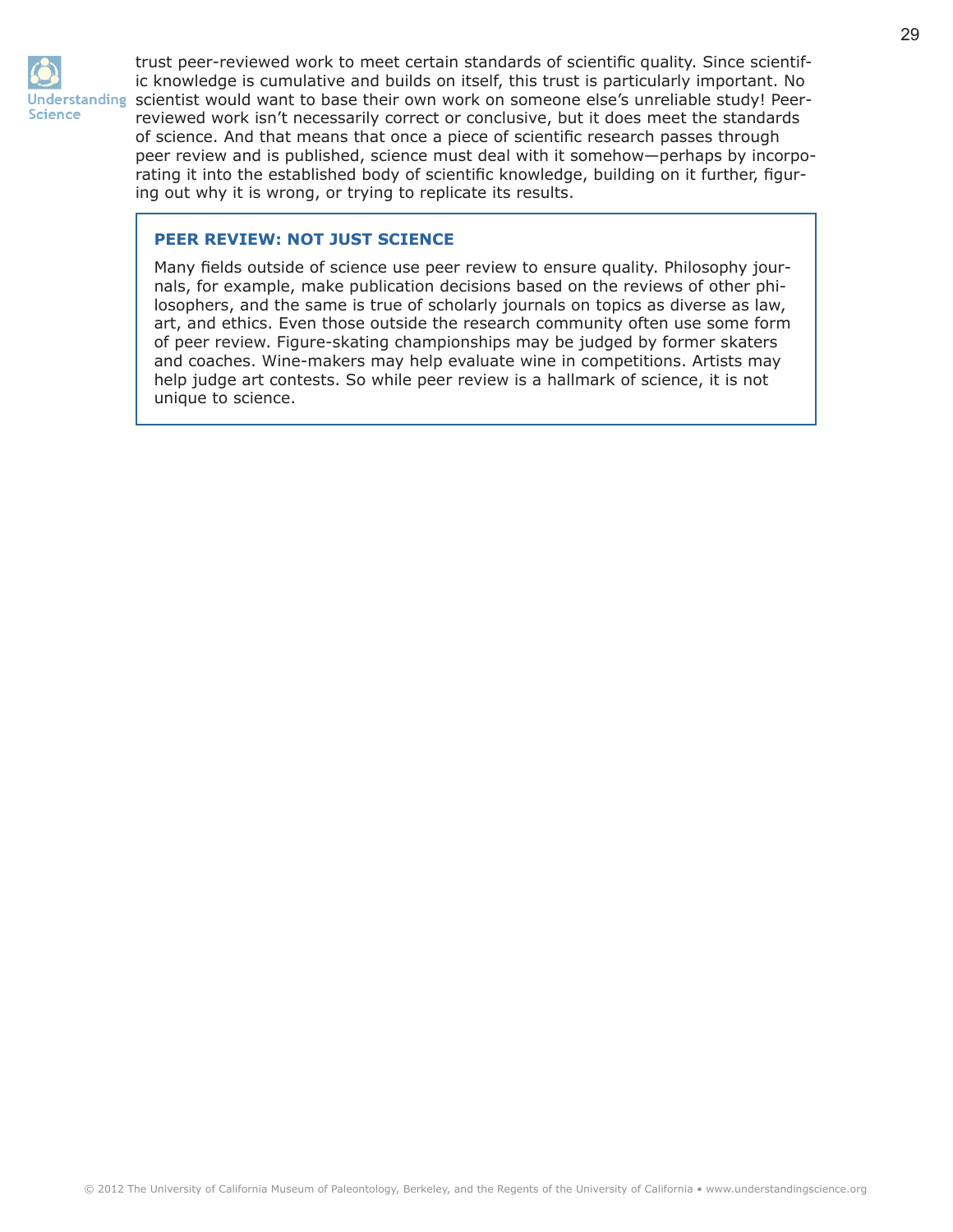trust peer-reviewed work to meet certain standards of scientific quality. Since scientific knowledge is cumulative and builds on itself, this trust is particularly important. No scientist would want to base their own work on someone else's unreliable study! Peer-reviewed work isn't necessarily correct or conclusive, but it does meet the standards of science. And that means that once a piece of scientific research passes through peer review and is published, science must deal with it somehow—perhaps by incorporating it into the established body of scientific knowledge, building on it further, figuring out why it is wrong, or trying to replicate its results.

### PEER REVIEW: NOT JUST SCIENCE

Many fields outside of science use peer review to ensure quality. Philosophy journals, for example, make publication decisions based on the reviews of other philosophers, and the same is true of scholarly journals on topics as diverse as law, art, and ethics. Even those outside the research community often use some form of peer review. Figure-skating championships may be judged by former skaters and coaches. Wine-makers may help evaluate wine in competitions. Artists may help judge art contests. So while peer review is a hallmark of science, it is not unique to science.